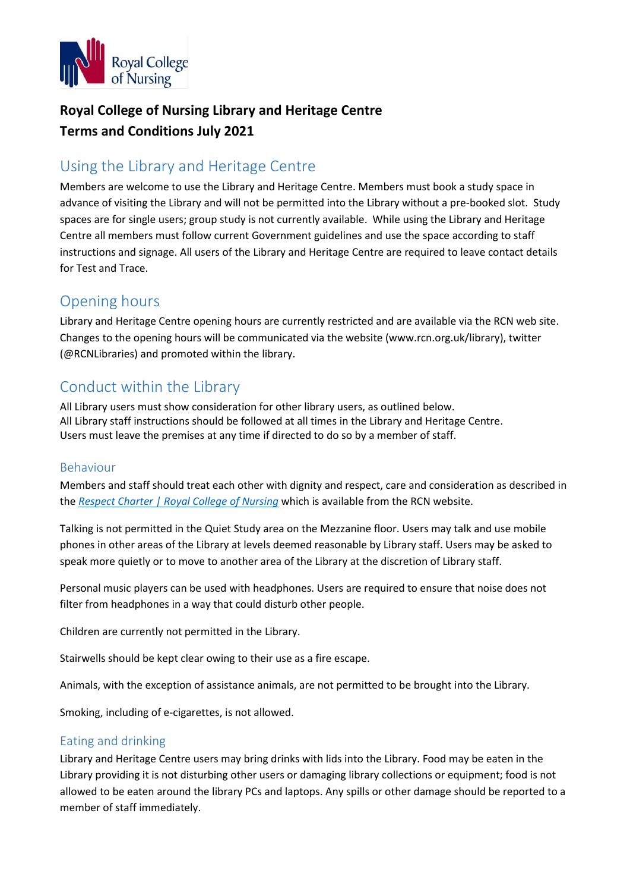# Royal College of Nursing Library and Heritage Centre
# Terms and Conditions July 2021

## Using the Library and Heritage Centre

Members are welcome to use the Library and Heritage Centre. Members must book a study space in advance of visiting the Library and will not be permitted into the Library without a pre-booked slot. Study spaces are for single users; group study is not currently available. While using the Library and Heritage Centre all members must follow current Government guidelines and use the space according to staff instructions and signage. All users of the Library and Heritage Centre are required to leave contact details for Test and Trace.

## Opening hours

Library and Heritage Centre opening hours are currently restricted and are available via the RCN web site. Changes to the opening hours will be communicated via the website (www.rcn.org.uk/library), twitter (@RCNLibraries) and promoted within the library.

## Conduct within the Library

All Library users must show consideration for other library users, as outlined below.
All Library staff instructions should be followed at all times in the Library and Heritage Centre.
Users must leave the premises at any time if directed to do so by a member of staff.

### Behaviour

Members and staff should treat each other with dignity and respect, care and consideration as described in the *Respect Charter | Royal College of Nursing* which is available from the RCN website.

Talking is not permitted in the Quiet Study area on the Mezzanine floor. Users may talk and use mobile phones in other areas of the Library at levels deemed reasonable by Library staff. Users may be asked to speak more quietly or to move to another area of the Library at the discretion of Library staff.

Personal music players can be used with headphones. Users are required to ensure that noise does not filter from headphones in a way that could disturb other people.

Children are currently not permitted in the Library.

Stairwells should be kept clear owing to their use as a fire escape.

Animals, with the exception of assistance animals, are not permitted to be brought into the Library.

Smoking, including of e-cigarettes, is not allowed.

### Eating and drinking

Library and Heritage Centre users may bring drinks with lids into the Library. Food may be eaten in the Library providing it is not disturbing other users or damaging library collections or equipment; food is not allowed to be eaten around the library PCs and laptops. Any spills or other damage should be reported to a member of staff immediately.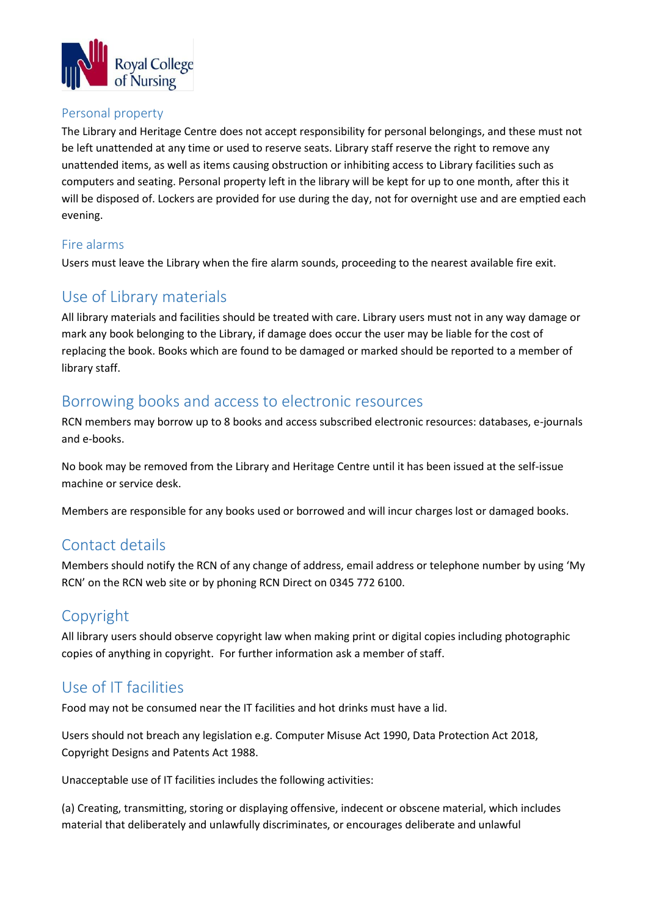### Personal property

The Library and Heritage Centre does not accept responsibility for personal belongings, and these must not be left unattended at any time or used to reserve seats. Library staff reserve the right to remove any unattended items, as well as items causing obstruction or inhibiting access to Library facilities such as computers and seating. Personal property left in the library will be kept for up to one month, after this it will be disposed of. Lockers are provided for use during the day, not for overnight use and are emptied each evening.

### Fire alarms

Users must leave the Library when the fire alarm sounds, proceeding to the nearest available fire exit.

## Use of Library materials

All library materials and facilities should be treated with care. Library users must not in any way damage or mark any book belonging to the Library, if damage does occur the user may be liable for the cost of replacing the book. Books which are found to be damaged or marked should be reported to a member of library staff.

## Borrowing books and access to electronic resources

RCN members may borrow up to 8 books and access subscribed electronic resources: databases, e-journals and e-books.

No book may be removed from the Library and Heritage Centre until it has been issued at the self-issue machine or service desk.

Members are responsible for any books used or borrowed and will incur charges lost or damaged books.

## Contact details

Members should notify the RCN of any change of address, email address or telephone number by using 'My RCN' on the RCN web site or by phoning RCN Direct on 0345 772 6100.

## Copyright

All library users should observe copyright law when making print or digital copies including photographic copies of anything in copyright. For further information ask a member of staff.

## Use of IT facilities

Food may not be consumed near the IT facilities and hot drinks must have a lid.

Users should not breach any legislation e.g. Computer Misuse Act 1990, Data Protection Act 2018, Copyright Designs and Patents Act 1988.

Unacceptable use of IT facilities includes the following activities:

(a) Creating, transmitting, storing or displaying offensive, indecent or obscene material, which includes material that deliberately and unlawfully discriminates, or encourages deliberate and unlawful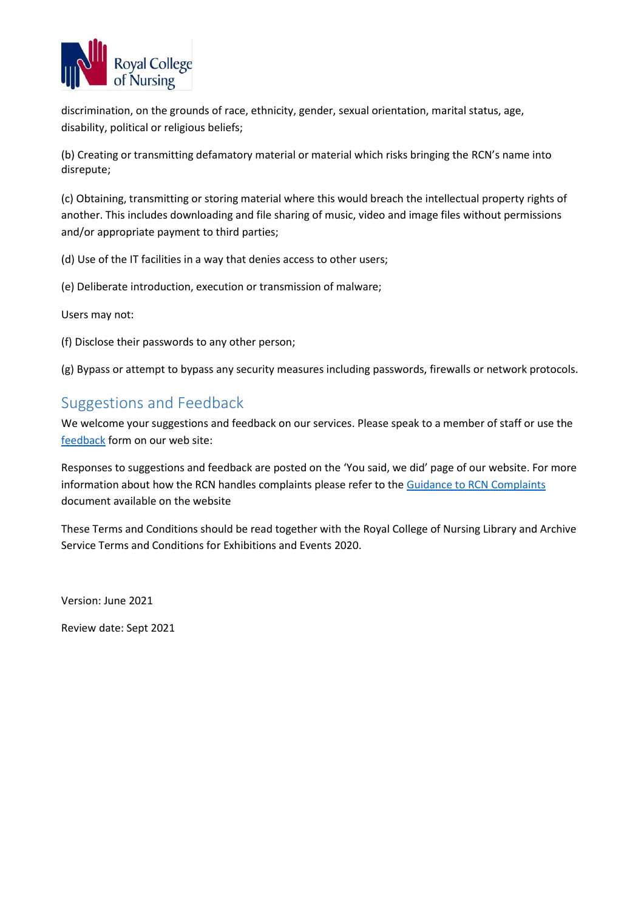discrimination, on the grounds of race, ethnicity, gender, sexual orientation, marital status, age, disability, political or religious beliefs;

(b) Creating or transmitting defamatory material or material which risks bringing the RCN's name into disrepute;

(c) Obtaining, transmitting or storing material where this would breach the intellectual property rights of another. This includes downloading and file sharing of music, video and image files without permissions and/or appropriate payment to third parties;

(d) Use of the IT facilities in a way that denies access to other users;

(e) Deliberate introduction, execution or transmission of malware;

Users may not:

(f) Disclose their passwords to any other person;

(g) Bypass or attempt to bypass any security measures including passwords, firewalls or network protocols.

## Suggestions and Feedback

We welcome your suggestions and feedback on our services. Please speak to a member of staff or use the [feedback]() form on our web site:

Responses to suggestions and feedback are posted on the 'You said, we did' page of our website. For more information about how the RCN handles complaints please refer to the [Guidance to RCN Complaints]() document available on the website

These Terms and Conditions should be read together with the Royal College of Nursing Library and Archive Service Terms and Conditions for Exhibitions and Events 2020.

Version: June 2021

Review date: Sept 2021